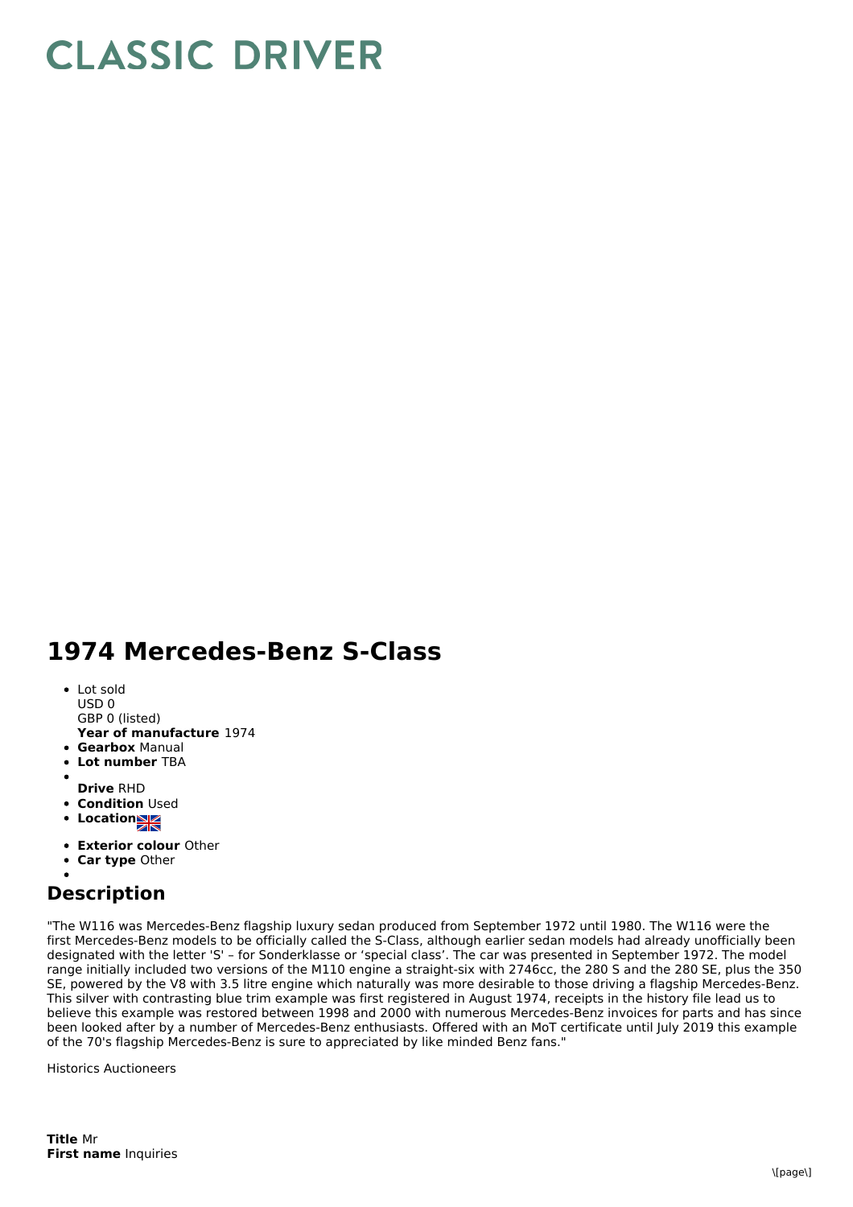# CLASSIC DRIVER

## 1974 Mercedes-Benz S-Class

- Lot sold
  USD 0
  GBP 0 (listed)
  **Year of manufacture** 1974
- **Gearbox** Manual
- **Lot number** TBA
- 
  **Drive** RHD
- **Condition** Used
- **Location**
- **Exterior colour** Other
- **Car type** Other
- 

## Description

"The W116 was Mercedes-Benz flagship luxury sedan produced from September 1972 until 1980. The W116 were the first Mercedes-Benz models to be officially called the S-Class, although earlier sedan models had already unofficially been designated with the letter 'S' – for Sonderklasse or 'special class'. The car was presented in September 1972. The model range initially included two versions of the M110 engine a straight-six with 2746cc, the 280 S and the 280 SE, plus the 350 SE, powered by the V8 with 3.5 litre engine which naturally was more desirable to those driving a flagship Mercedes-Benz. This silver with contrasting blue trim example was first registered in August 1974, receipts in the history file lead us to believe this example was restored between 1998 and 2000 with numerous Mercedes-Benz invoices for parts and has since been looked after by a number of Mercedes-Benz enthusiasts. Offered with an MoT certificate until July 2019 this example of the 70's flagship Mercedes-Benz is sure to appreciated by like minded Benz fans."

Historics Auctioneers

**Title** Mr
**First name** Inquiries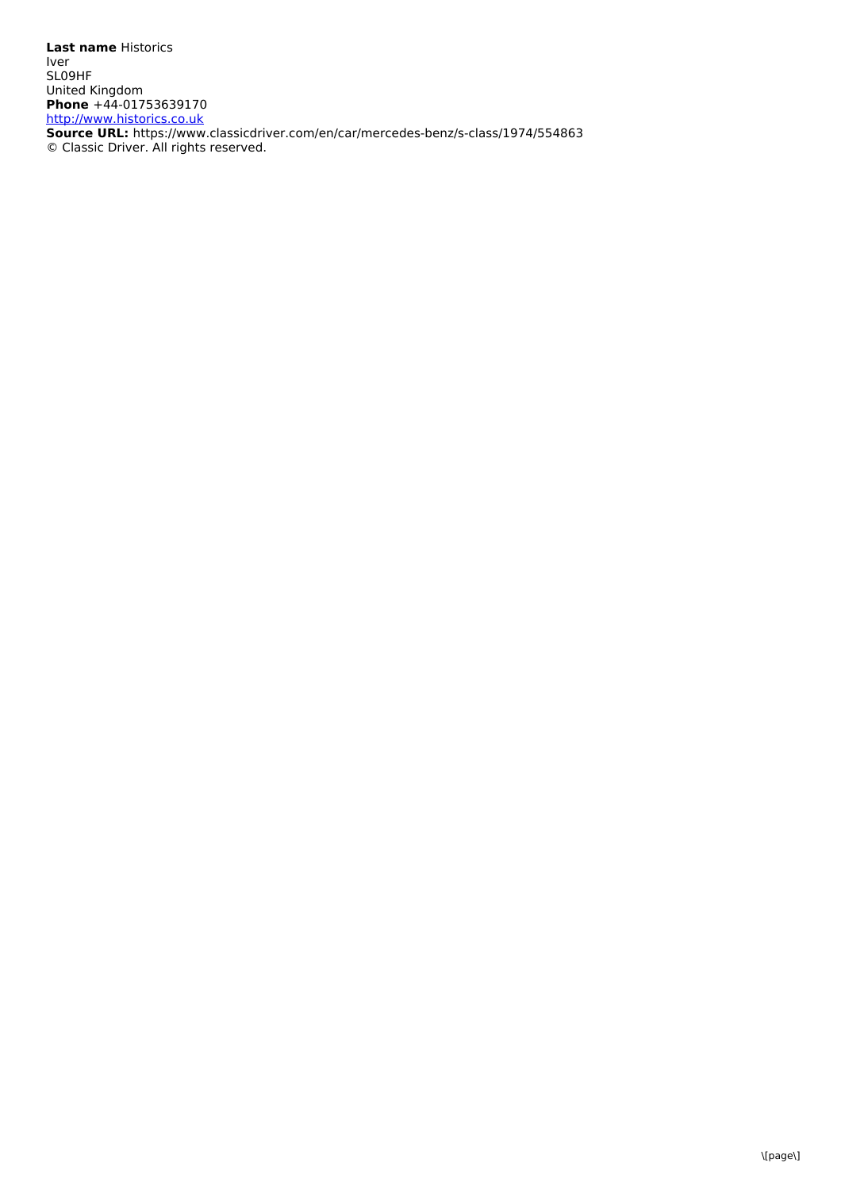**Last name** Historics
Iver
SL09HF
United Kingdom
**Phone** +44-01753639170
http://www.historics.co.uk
**Source URL:** https://www.classicdriver.com/en/car/mercedes-benz/s-class/1974/554863
© Classic Driver. All rights reserved.